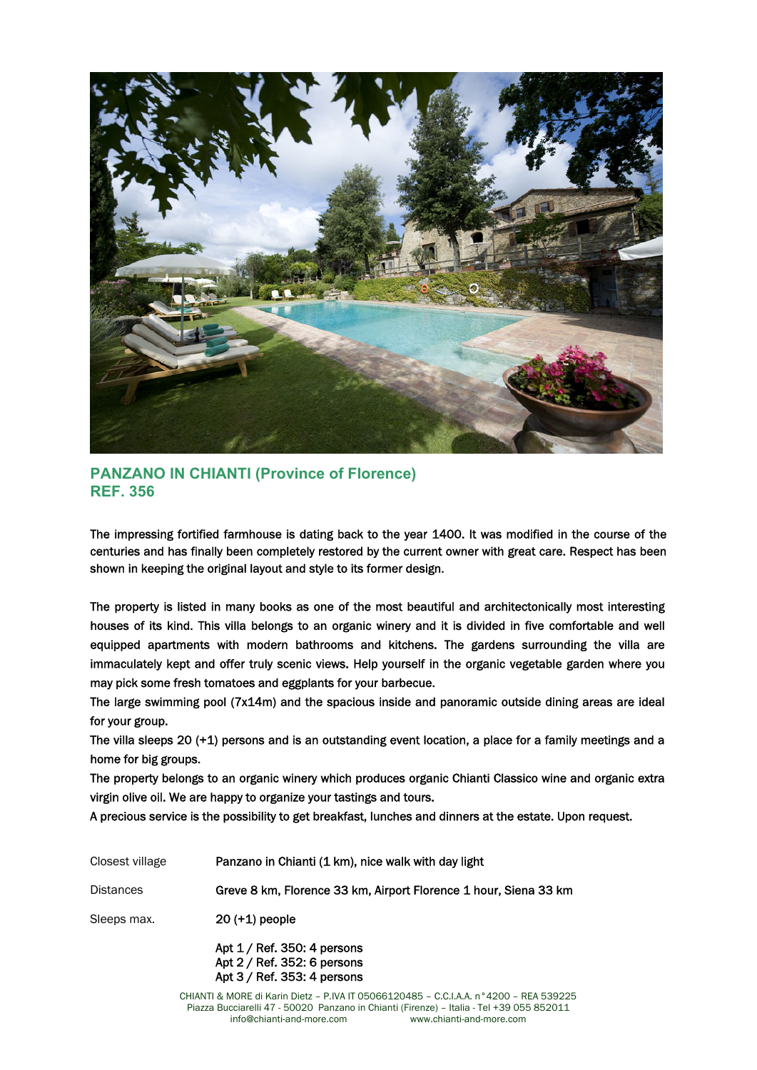## PANZANO IN CHIANTI (Province of Florence)
## REF. 356

The impressing fortified farmhouse is dating back to the year 1400. It was modified in the course of the centuries and has finally been completely restored by the current owner with great care. Respect has been shown in keeping the original layout and style to its former design.

The property is listed in many books as one of the most beautiful and architectonically most interesting houses of its kind. This villa belongs to an organic winery and it is divided in five comfortable and well equipped apartments with modern bathrooms and kitchens. The gardens surrounding the villa are immaculately kept and offer truly scenic views. Help yourself in the organic vegetable garden where you may pick some fresh tomatoes and eggplants for your barbecue.
The large swimming pool (7x14m) and the spacious inside and panoramic outside dining areas are ideal for your group.
The villa sleeps 20 (+1) persons and is an outstanding event location, a place for a family meetings and a home for big groups.
The property belongs to an organic winery which produces organic Chianti Classico wine and organic extra virgin olive oil. We are happy to organize your tastings and tours.
A precious service is the possibility to get breakfast, lunches and dinners at the estate. Upon request.

| | |
|---|---|
| Closest village | Panzano in Chianti (1 km), nice walk with day light |
| Distances | Greve 8 km, Florence 33 km, Airport Florence 1 hour, Siena 33 km |
| Sleeps max. | 20 (+1) people |
| | Apt 1 / Ref. 350: 4 persons<br>Apt 2 / Ref. 352: 6 persons<br>Apt 3 / Ref. 353: 4 persons |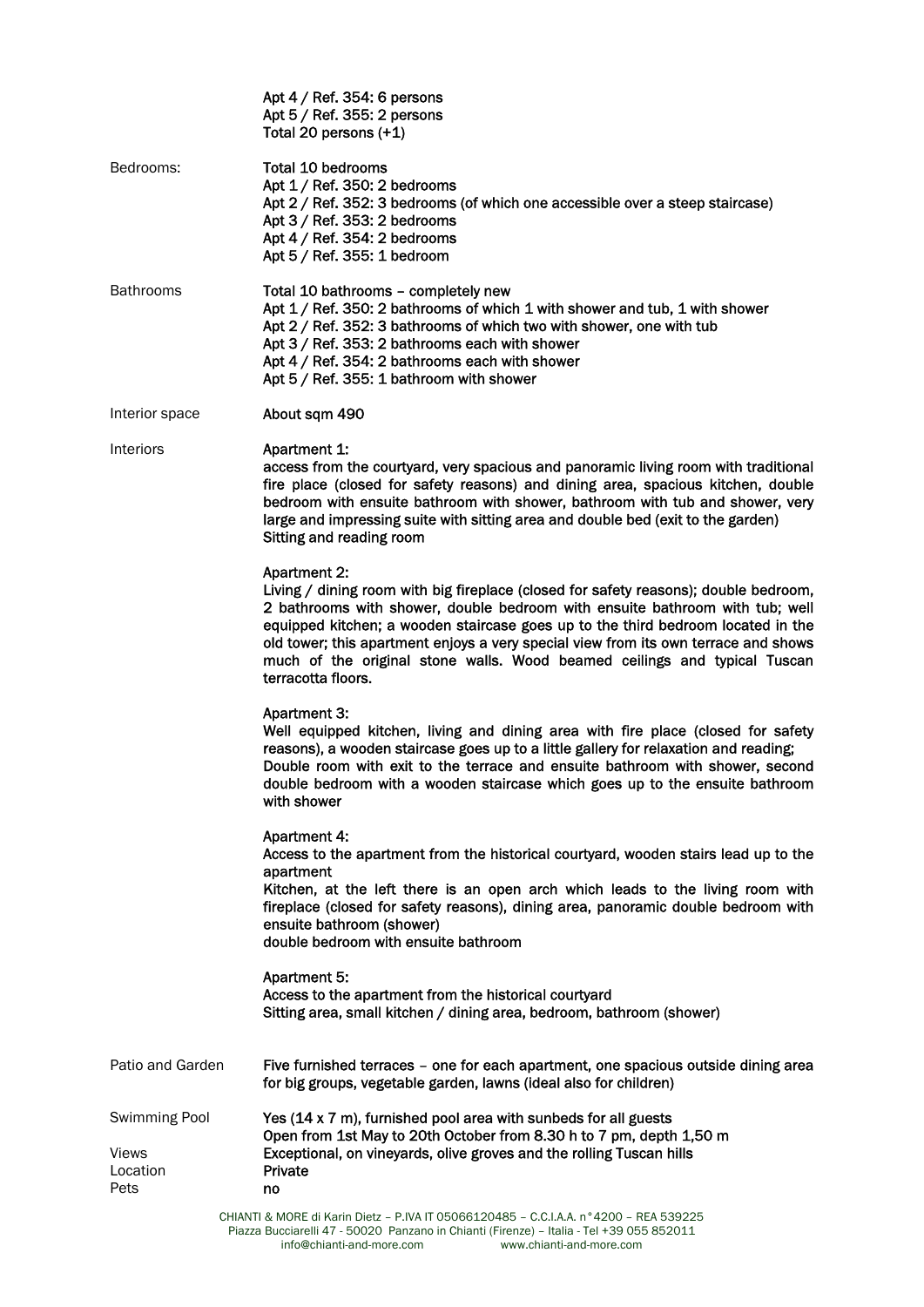| | |
|---|---|
| | Apt 4 / Ref. 354: 6 persons<br>Apt 5 / Ref. 355: 2 persons<br>Total 20 persons (+1) |
| Bedrooms: | Total 10 bedrooms<br>Apt 1 / Ref. 350: 2 bedrooms<br>Apt 2 / Ref. 352: 3 bedrooms (of which one accessible over a steep staircase)<br>Apt 3 / Ref. 353: 2 bedrooms<br>Apt 4 / Ref. 354: 2 bedrooms<br>Apt 5 / Ref. 355: 1 bedroom |
| Bathrooms | Total 10 bathrooms – completely new<br>Apt 1 / Ref. 350: 2 bathrooms of which 1 with shower and tub, 1 with shower<br>Apt 2 / Ref. 352: 3 bathrooms of which two with shower, one with tub<br>Apt 3 / Ref. 353: 2 bathrooms each with shower<br>Apt 4 / Ref. 354: 2 bathrooms each with shower<br>Apt 5 / Ref. 355: 1 bathroom with shower |
| Interior space | About sqm 490 |
| Interiors | Apartment 1:<br>access from the courtyard, very spacious and panoramic living room with traditional fire place (closed for safety reasons) and dining area, spacious kitchen, double bedroom with ensuite bathroom with shower, bathroom with tub and shower, very large and impressing suite with sitting area and double bed (exit to the garden)<br>Sitting and reading room<br><br>Apartment 2:<br>Living / dining room with big fireplace (closed for safety reasons); double bedroom, 2 bathrooms with shower, double bedroom with ensuite bathroom with tub; well equipped kitchen; a wooden staircase goes up to the third bedroom located in the old tower; this apartment enjoys a very special view from its own terrace and shows much of the original stone walls. Wood beamed ceilings and typical Tuscan terracotta floors.<br><br>Apartment 3:<br>Well equipped kitchen, living and dining area with fire place (closed for safety reasons), a wooden staircase goes up to a little gallery for relaxation and reading;<br>Double room with exit to the terrace and ensuite bathroom with shower, second double bedroom with a wooden staircase which goes up to the ensuite bathroom with shower<br><br>Apartment 4:<br>Access to the apartment from the historical courtyard, wooden stairs lead up to the apartment<br>Kitchen, at the left there is an open arch which leads to the living room with fireplace (closed for safety reasons), dining area, panoramic double bedroom with ensuite bathroom (shower)<br>double bedroom with ensuite bathroom<br><br>Apartment 5:<br>Access to the apartment from the historical courtyard<br>Sitting area, small kitchen / dining area, bedroom, bathroom (shower) |
| Patio and Garden | Five furnished terraces – one for each apartment, one spacious outside dining area for big groups, vegetable garden, lawns (ideal also for children) |
| Swimming Pool | Yes (14 x 7 m), furnished pool area with sunbeds for all guests<br>Open from 1st May to 20th October from 8.30 h to 7 pm, depth 1,50 m |
| Views | Exceptional, on vineyards, olive groves and the rolling Tuscan hills |
| Location | Private |
| Pets | no |

CHIANTI & MORE di Karin Dietz – P.IVA IT 05066120485 – C.C.I.A.A. n°4200 – REA 539225
Piazza Bucciarelli 47 - 50020 Panzano in Chianti (Firenze) – Italia - Tel +39 055 852011
info@chianti-and-more.com www.chianti-and-more.com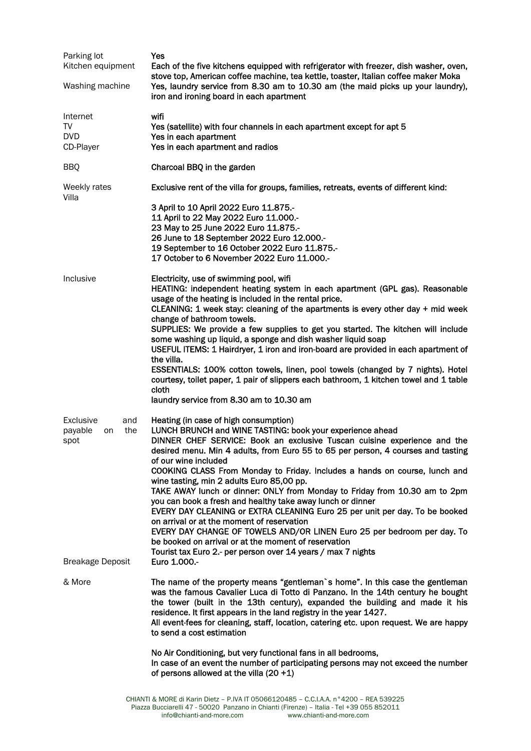| | |
|---|---|
| Parking lot | Yes |
| Kitchen equipment | Each of the five kitchens equipped with refrigerator with freezer, dish washer, oven, stove top, American coffee machine, tea kettle, toaster, Italian coffee maker Moka |
| Washing machine | Yes, laundry service from 8.30 am to 10.30 am (the maid picks up your laundry), iron and ironing board in each apartment |
| Internet | wifi |
| TV | Yes (satellite) with four channels in each apartment except for apt 5 |
| DVD | Yes in each apartment |
| CD-Player | Yes in each apartment and radios |
| BBQ | Charcoal BBQ in the garden |
| Weekly rates Villa | Exclusive rent of the villa for groups, families, retreats, events of different kind:<br><br>3 April to 10 April 2022 Euro 11.875.-<br>11 April to 22 May 2022 Euro 11.000.-<br>23 May to 25 June 2022 Euro 11.875.-<br>26 June to 18 September 2022 Euro 12.000.-<br>19 September to 16 October 2022 Euro 11.875.-<br>17 October to 6 November 2022 Euro 11.000.- |
| Inclusive | Electricity, use of swimming pool, wifi<br>HEATING: independent heating system in each apartment (GPL gas). Reasonable usage of the heating is included in the rental price.<br>CLEANING: 1 week stay: cleaning of the apartments is every other day + mid week change of bathroom towels.<br>SUPPLIES: We provide a few supplies to get you started. The kitchen will include some washing up liquid, a sponge and dish washer liquid soap<br>USEFUL ITEMS: 1 Hairdryer, 1 iron and iron-board are provided in each apartment of the villa.<br>ESSENTIALS: 100% cotton towels, linen, pool towels (changed by 7 nights). Hotel courtesy, toilet paper, 1 pair of slippers each bathroom, 1 kitchen towel and 1 table cloth<br>laundry service from 8.30 am to 10.30 am |
| Exclusive and payable on the spot | Heating (in case of high consumption)<br>LUNCH BRUNCH and WINE TASTING: book your experience ahead<br>DINNER CHEF SERVICE: Book an exclusive Tuscan cuisine experience and the desired menu. Min 4 adults, from Euro 55 to 65 per person, 4 courses and tasting of our wine included<br>COOKING CLASS From Monday to Friday. Includes a hands on course, lunch and wine tasting, min 2 adults Euro 85,00 pp.<br>TAKE AWAY lunch or dinner: ONLY from Monday to Friday from 10.30 am to 2pm you can book a fresh and healthy take away lunch or dinner<br>EVERY DAY CLEANING or EXTRA CLEANING Euro 25 per unit per day. To be booked on arrival or at the moment of reservation<br>EVERY DAY CHANGE OF TOWELS AND/OR LINEN Euro 25 per bedroom per day. To be booked on arrival or at the moment of reservation<br>Tourist tax Euro 2.- per person over 14 years / max 7 nights |
| Breakage Deposit | Euro 1.000.- |
| & More | The name of the property means "gentleman`s home". In this case the gentleman was the famous Cavalier Luca di Totto di Panzano. In the 14th century he bought the tower (built in the 13th century), expanded the building and made it his residence. It first appears in the land registry in the year 1427.<br>All event-fees for cleaning, staff, location, catering etc. upon request. We are happy to send a cost estimation<br><br>No Air Conditioning, but very functional fans in all bedrooms,<br>In case of an event the number of participating persons may not exceed the number of persons allowed at the villa (20 +1) |

CHIANTI & MORE di Karin Dietz – P.IVA IT 05066120485 – C.C.I.A.A. n°4200 – REA 539225
Piazza Bucciarelli 47 - 50020 Panzano in Chianti (Firenze) – Italia - Tel +39 055 852011
info@chianti-and-more.com www.chianti-and-more.com